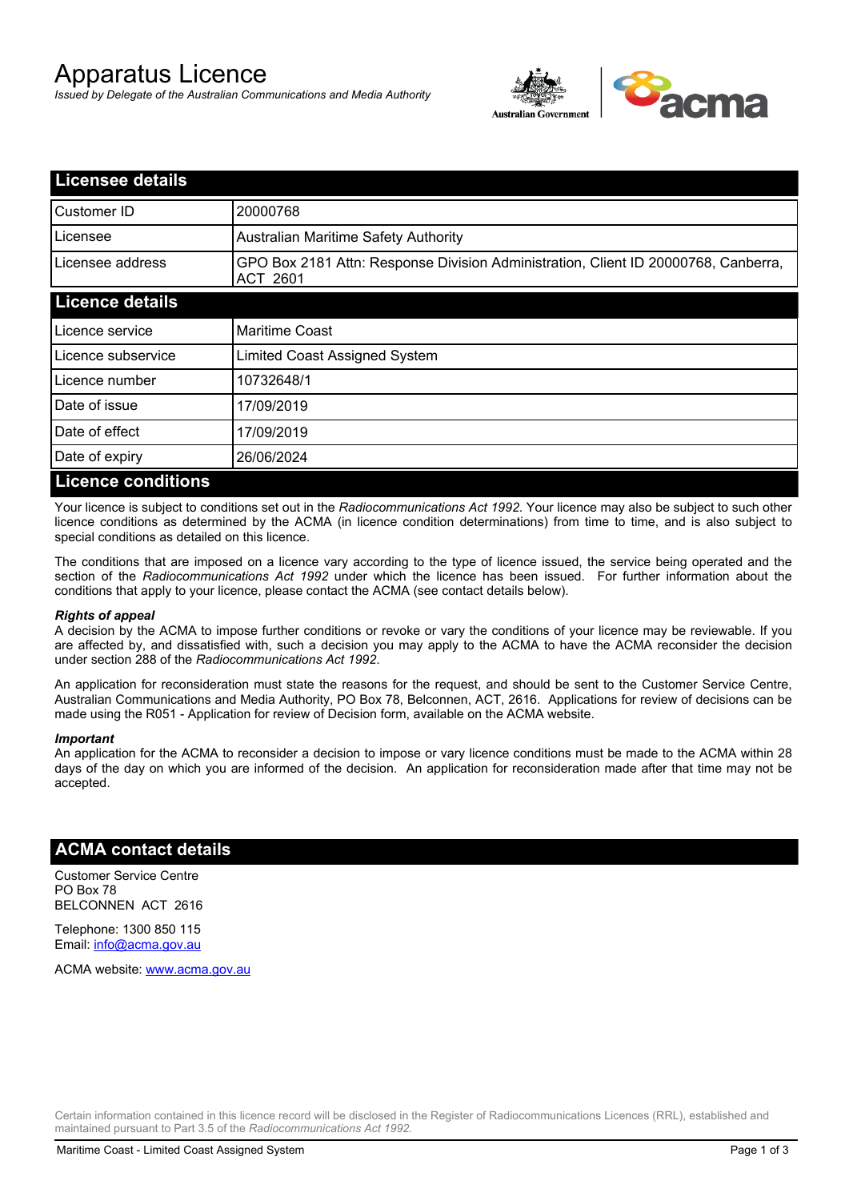# Apparatus Licence

*Issued by Delegate of the Australian Communications and Media Authority*

## Licensee details

| | |
|---|---|
| Customer ID | 20000768 |
| Licensee | Australian Maritime Safety Authority |
| Licensee address | GPO Box 2181 Attn: Response Division Administration, Client ID 20000768, Canberra, ACT 2601 |

## Licence details

| | |
|---|---|
| Licence service | Maritime Coast |
| Licence subservice | Limited Coast Assigned System |
| Licence number | 10732648/1 |
| Date of issue | 17/09/2019 |
| Date of effect | 17/09/2019 |
| Date of expiry | 26/06/2024 |

## Licence conditions

Your licence is subject to conditions set out in the *Radiocommunications Act 1992*. Your licence may also be subject to such other licence conditions as determined by the ACMA (in licence condition determinations) from time to time, and is also subject to special conditions as detailed on this licence.

The conditions that are imposed on a licence vary according to the type of licence issued, the service being operated and the section of the *Radiocommunications Act 1992* under which the licence has been issued. For further information about the conditions that apply to your licence, please contact the ACMA (see contact details below).

***Rights of appeal***

A decision by the ACMA to impose further conditions or revoke or vary the conditions of your licence may be reviewable. If you are affected by, and dissatisfied with, such a decision you may apply to the ACMA to have the ACMA reconsider the decision under section 288 of the *Radiocommunications Act 1992*.

An application for reconsideration must state the reasons for the request, and should be sent to the Customer Service Centre, Australian Communications and Media Authority, PO Box 78, Belconnen, ACT, 2616. Applications for review of decisions can be made using the R051 - Application for review of Decision form, available on the ACMA website.

***Important***

An application for the ACMA to reconsider a decision to impose or vary licence conditions must be made to the ACMA within 28 days of the day on which you are informed of the decision. An application for reconsideration made after that time may not be accepted.

## ACMA contact details

Customer Service Centre
PO Box 78
BELCONNEN ACT 2616

Telephone: 1300 850 115
Email: info@acma.gov.au

ACMA website: www.acma.gov.au

Certain information contained in this licence record will be disclosed in the Register of Radiocommunications Licences (RRL), established and maintained pursuant to Part 3.5 of the *Radiocommunications Act 1992.*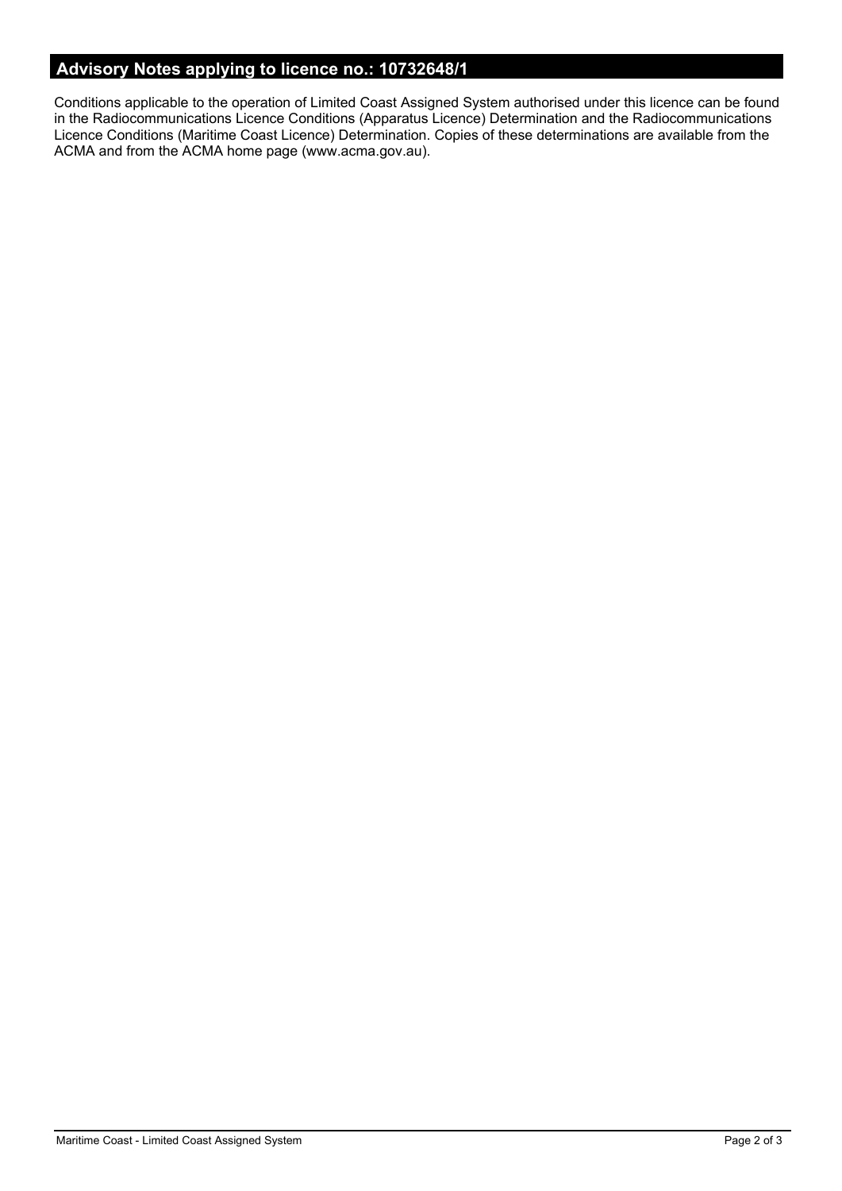## Advisory Notes applying to licence no.: 10732648/1

Conditions applicable to the operation of Limited Coast Assigned System authorised under this licence can be found in the Radiocommunications Licence Conditions (Apparatus Licence) Determination and the Radiocommunications Licence Conditions (Maritime Coast Licence) Determination. Copies of these determinations are available from the ACMA and from the ACMA home page (www.acma.gov.au).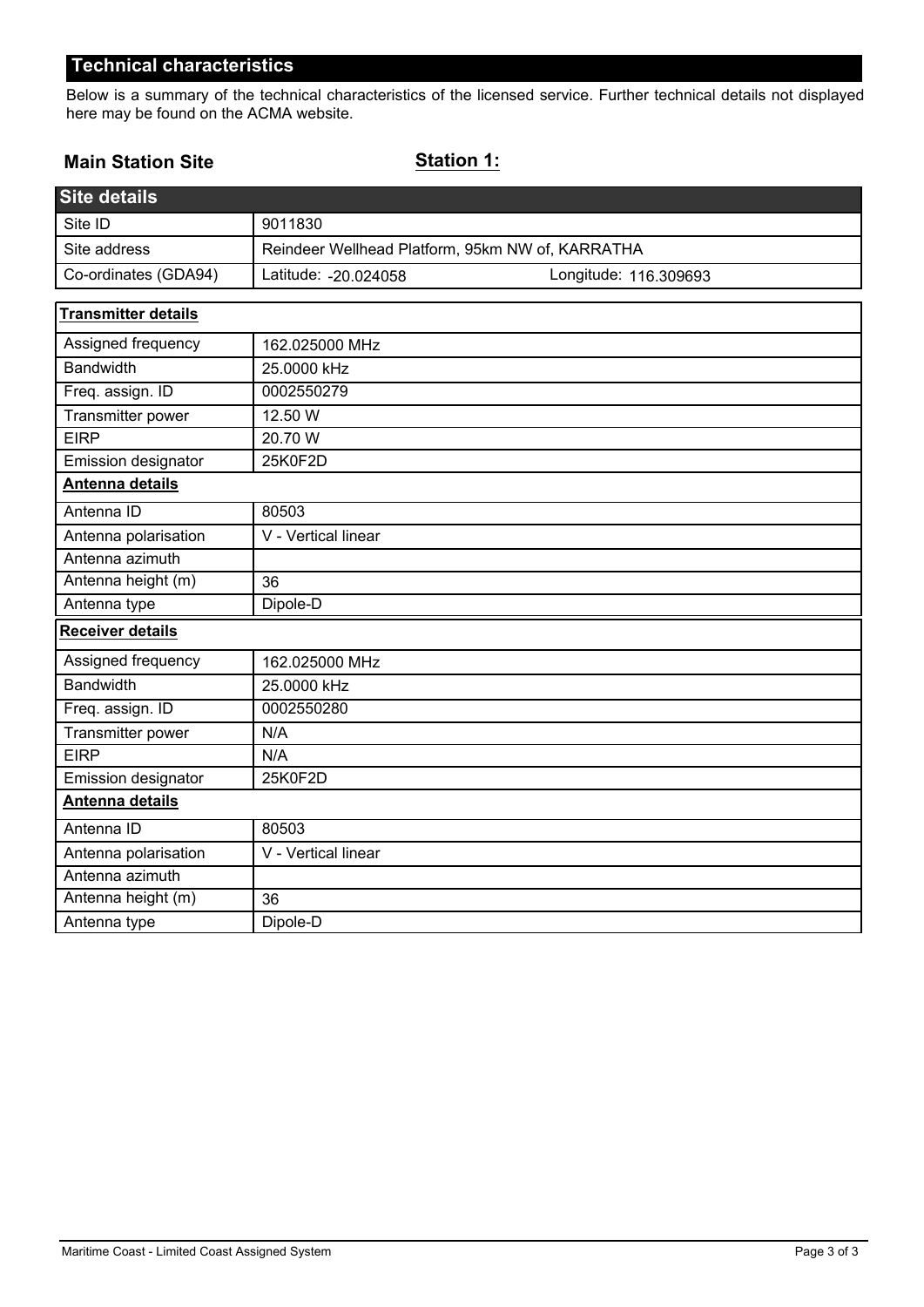## Technical characteristics

Below is a summary of the technical characteristics of the licensed service. Further technical details not displayed here may be found on the ACMA website.

**Main Station Site** **Station 1:**

| Site details | | |
|---|---|---|
| Site ID | 9011830 | |
| Site address | Reindeer Wellhead Platform, 95km NW of, KARRATHA | |
| Co-ordinates (GDA94) | Latitude: -20.024058 | Longitude: 116.309693 |

| **Transmitter details** | |
|---|---|
| Assigned frequency | 162.025000 MHz |
| Bandwidth | 25.0000 kHz |
| Freq. assign. ID | 0002550279 |
| Transmitter power | 12.50 W |
| EIRP | 20.70 W |
| Emission designator | 25K0F2D |
| **Antenna details** | |
| Antenna ID | 80503 |
| Antenna polarisation | V - Vertical linear |
| Antenna azimuth | |
| Antenna height (m) | 36 |
| Antenna type | Dipole-D |
| **Receiver details** | |
| Assigned frequency | 162.025000 MHz |
| Bandwidth | 25.0000 kHz |
| Freq. assign. ID | 0002550280 |
| Transmitter power | N/A |
| EIRP | N/A |
| Emission designator | 25K0F2D |
| **Antenna details** | |
| Antenna ID | 80503 |
| Antenna polarisation | V - Vertical linear |
| Antenna azimuth | |
| Antenna height (m) | 36 |
| Antenna type | Dipole-D |